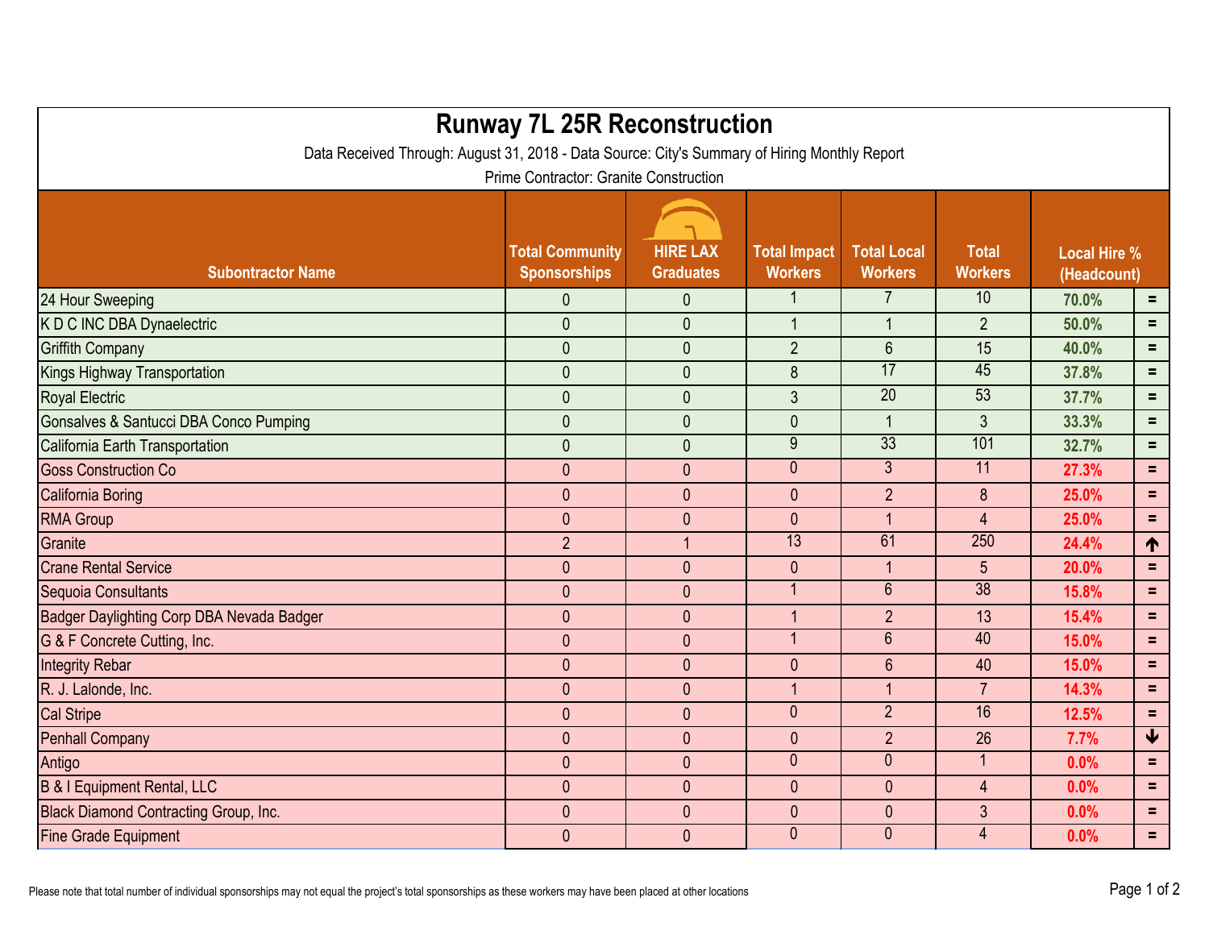# Runway 7L 25R Reconstruction

Data Received Through: August 31, 2018 - Data Source: City's Summary of Hiring Monthly Report

Prime Contractor: Granite Construction

| Subontractor Name | Total Community Sponsorships | HIRE LAX Graduates | Total Impact Workers | Total Local Workers | Total Workers | Local Hire % (Headcount) | |
|---|---|---|---|---|---|---|---|
| 24 Hour Sweeping | 0 | 0 | 1 | 7 | 10 | 70.0% | = |
| K D C INC DBA Dynaelectric | 0 | 0 | 1 | 1 | 2 | 50.0% | = |
| Griffith Company | 0 | 0 | 2 | 6 | 15 | 40.0% | = |
| Kings Highway Transportation | 0 | 0 | 8 | 17 | 45 | 37.8% | = |
| Royal Electric | 0 | 0 | 3 | 20 | 53 | 37.7% | = |
| Gonsalves & Santucci DBA Conco Pumping | 0 | 0 | 0 | 1 | 3 | 33.3% | = |
| California Earth Transportation | 0 | 0 | 9 | 33 | 101 | 32.7% | = |
| Goss Construction Co | 0 | 0 | 0 | 3 | 11 | 27.3% | = |
| California Boring | 0 | 0 | 0 | 2 | 8 | 25.0% | = |
| RMA Group | 0 | 0 | 0 | 1 | 4 | 25.0% | = |
| Granite | 2 | 1 | 13 | 61 | 250 | 24.4% | ↑ |
| Crane Rental Service | 0 | 0 | 0 | 1 | 5 | 20.0% | = |
| Sequoia Consultants | 0 | 0 | 1 | 6 | 38 | 15.8% | = |
| Badger Daylighting Corp DBA Nevada Badger | 0 | 0 | 1 | 2 | 13 | 15.4% | = |
| G & F Concrete Cutting, Inc. | 0 | 0 | 1 | 6 | 40 | 15.0% | = |
| Integrity Rebar | 0 | 0 | 0 | 6 | 40 | 15.0% | = |
| R. J. Lalonde, Inc. | 0 | 0 | 1 | 1 | 7 | 14.3% | = |
| Cal Stripe | 0 | 0 | 0 | 2 | 16 | 12.5% | = |
| Penhall Company | 0 | 0 | 0 | 2 | 26 | 7.7% | ↓ |
| Antigo | 0 | 0 | 0 | 0 | 1 | 0.0% | = |
| B & I Equipment Rental, LLC | 0 | 0 | 0 | 0 | 4 | 0.0% | = |
| Black Diamond Contracting Group, Inc. | 0 | 0 | 0 | 0 | 3 | 0.0% | = |
| Fine Grade Equipment | 0 | 0 | 0 | 0 | 4 | 0.0% | = |

Please note that total number of individual sponsorships may not equal the project's total sponsorships as these workers may have been placed at other locations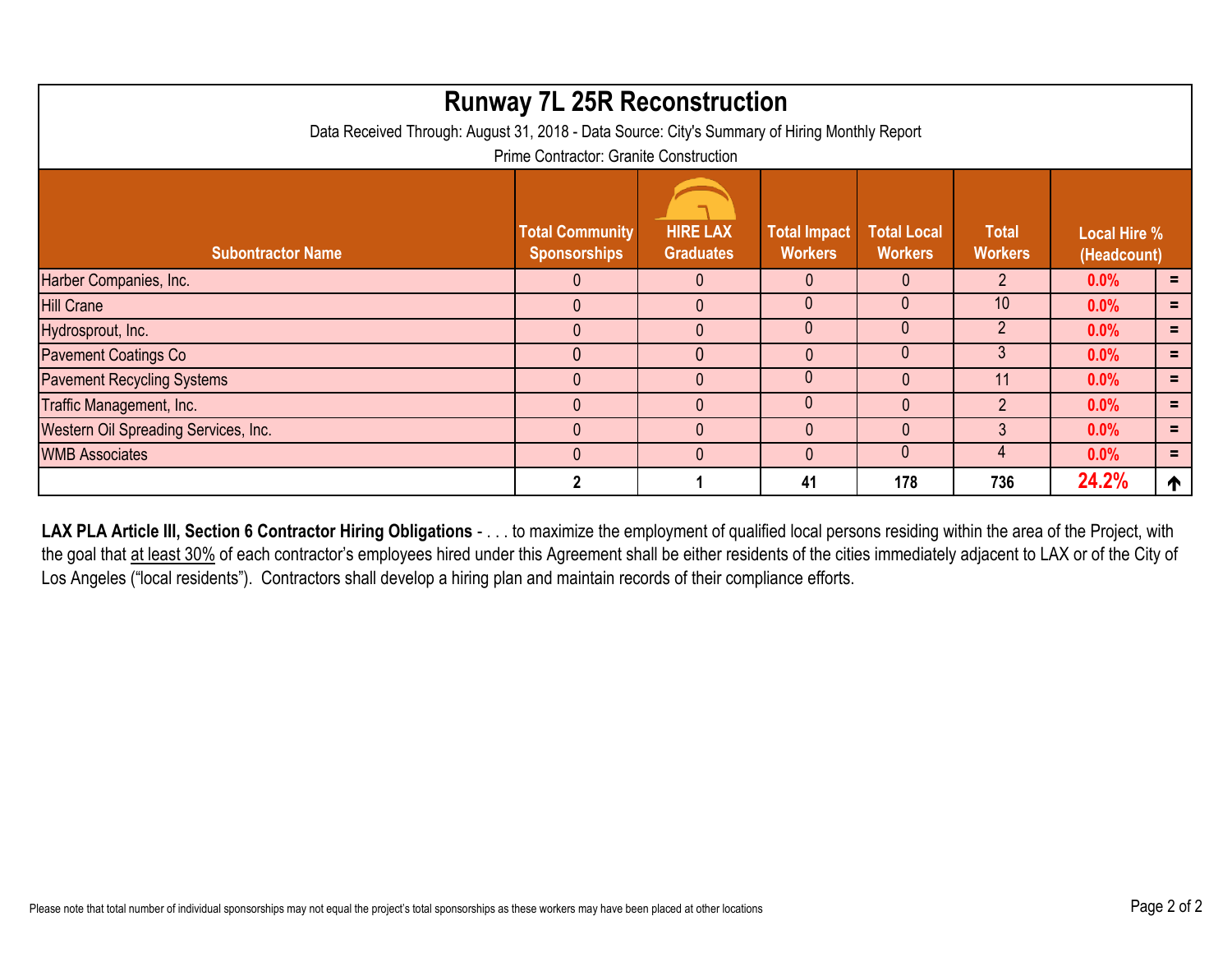# Runway 7L 25R Reconstruction

Data Received Through: August 31, 2018 - Data Source: City's Summary of Hiring Monthly Report

Prime Contractor: Granite Construction

| Subontractor Name | Total Community Sponsorships | HIRE LAX Graduates | Total Impact Workers | Total Local Workers | Total Workers | Local Hire % (Headcount) | |
|---|---|---|---|---|---|---|---|
| Harber Companies, Inc. | 0 | 0 | 0 | 0 | 2 | 0.0% | = |
| Hill Crane | 0 | 0 | 0 | 0 | 10 | 0.0% | = |
| Hydrosprout, Inc. | 0 | 0 | 0 | 0 | 2 | 0.0% | = |
| Pavement Coatings Co | 0 | 0 | 0 | 0 | 3 | 0.0% | = |
| Pavement Recycling Systems | 0 | 0 | 0 | 0 | 11 | 0.0% | = |
| Traffic Management, Inc. | 0 | 0 | 0 | 0 | 2 | 0.0% | = |
| Western Oil Spreading Services, Inc. | 0 | 0 | 0 | 0 | 3 | 0.0% | = |
| WMB Associates | 0 | 0 | 0 | 0 | 4 | 0.0% | = |
| | **2** | **1** | **41** | **178** | **736** | **24.2%** | ↑ |

**LAX PLA Article III, Section 6 Contractor Hiring Obligations** - . . . to maximize the employment of qualified local persons residing within the area of the Project, with the goal that at least 30% of each contractor's employees hired under this Agreement shall be either residents of the cities immediately adjacent to LAX or of the City of Los Angeles ("local residents"). Contractors shall develop a hiring plan and maintain records of their compliance efforts.

Please note that total number of individual sponsorships may not equal the project's total sponsorships as these workers may have been placed at other locations